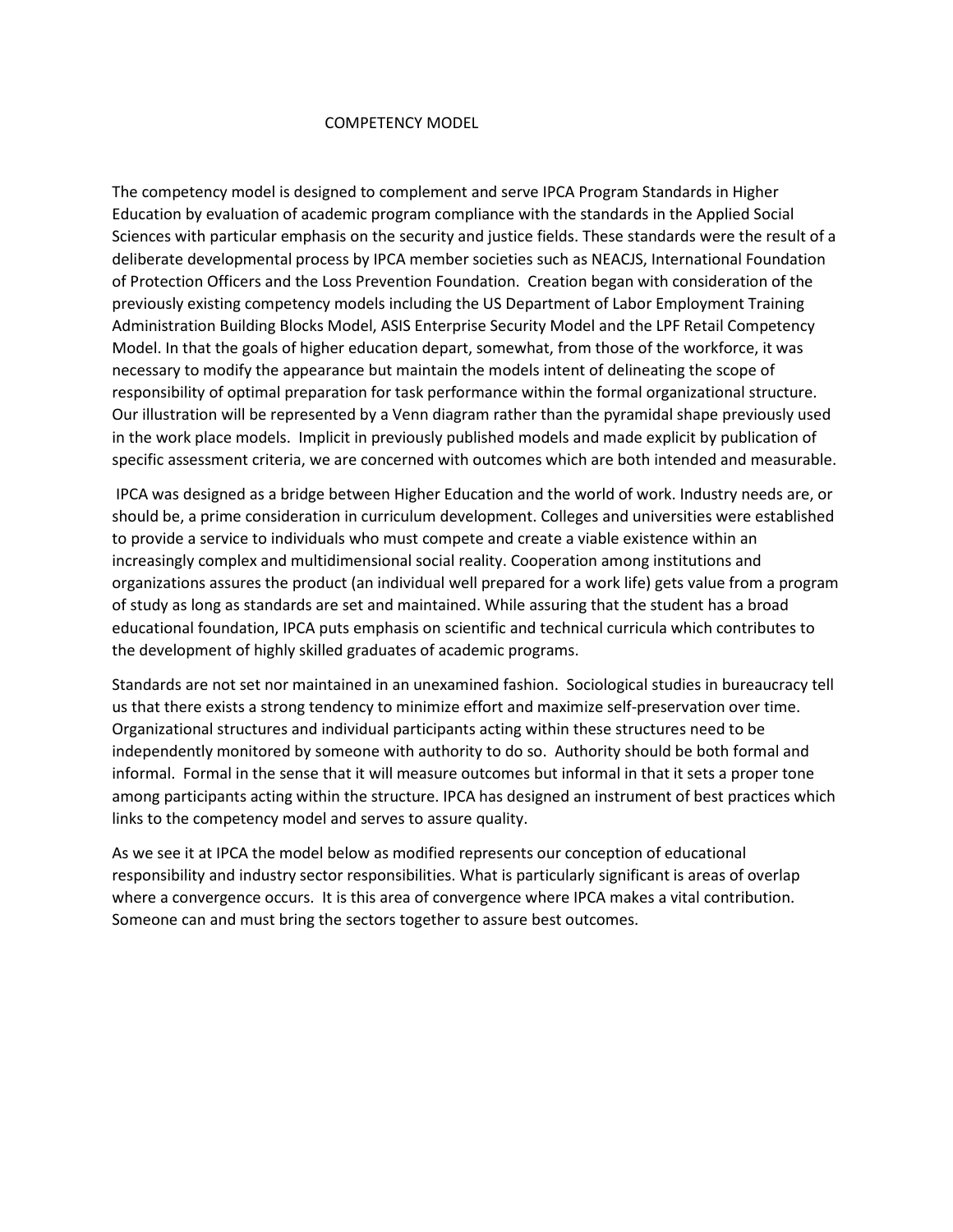# COMPETENCY MODEL

The competency model is designed to complement and serve IPCA Program Standards in Higher Education by evaluation of academic program compliance with the standards in the Applied Social Sciences with particular emphasis on the security and justice fields. These standards were the result of a deliberate developmental process by IPCA member societies such as NEACJS, International Foundation of Protection Officers and the Loss Prevention Foundation. Creation began with consideration of the previously existing competency models including the US Department of Labor Employment Training Administration Building Blocks Model, ASIS Enterprise Security Model and the LPF Retail Competency Model. In that the goals of higher education depart, somewhat, from those of the workforce, it was necessary to modify the appearance but maintain the models intent of delineating the scope of responsibility of optimal preparation for task performance within the formal organizational structure. Our illustration will be represented by a Venn diagram rather than the pyramidal shape previously used in the work place models. Implicit in previously published models and made explicit by publication of specific assessment criteria, we are concerned with outcomes which are both intended and measurable.

IPCA was designed as a bridge between Higher Education and the world of work. Industry needs are, or should be, a prime consideration in curriculum development. Colleges and universities were established to provide a service to individuals who must compete and create a viable existence within an increasingly complex and multidimensional social reality. Cooperation among institutions and organizations assures the product (an individual well prepared for a work life) gets value from a program of study as long as standards are set and maintained. While assuring that the student has a broad educational foundation, IPCA puts emphasis on scientific and technical curricula which contributes to the development of highly skilled graduates of academic programs.

Standards are not set nor maintained in an unexamined fashion. Sociological studies in bureaucracy tell us that there exists a strong tendency to minimize effort and maximize self-preservation over time. Organizational structures and individual participants acting within these structures need to be independently monitored by someone with authority to do so. Authority should be both formal and informal. Formal in the sense that it will measure outcomes but informal in that it sets a proper tone among participants acting within the structure. IPCA has designed an instrument of best practices which links to the competency model and serves to assure quality.

As we see it at IPCA the model below as modified represents our conception of educational responsibility and industry sector responsibilities. What is particularly significant is areas of overlap where a convergence occurs. It is this area of convergence where IPCA makes a vital contribution. Someone can and must bring the sectors together to assure best outcomes.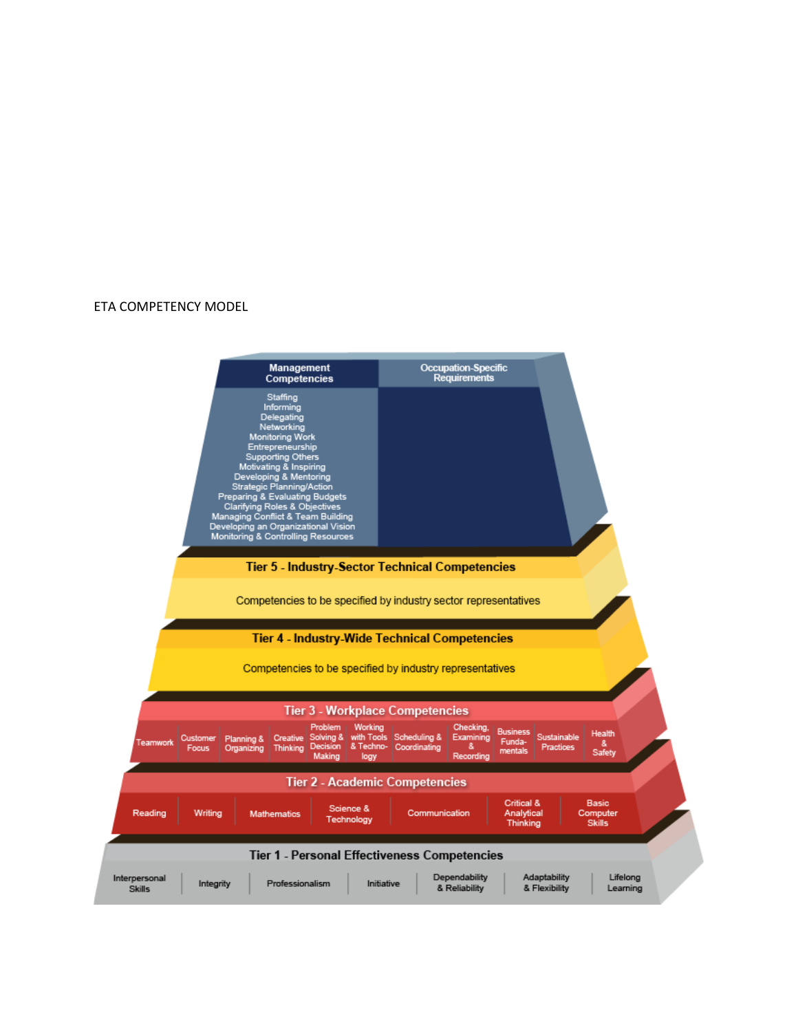ETA COMPETENCY MODEL

**Management Competencies**

Staffing
Informing
Delegating
Networking
Monitoring Work
Entrepreneurship
Supporting Others
Motivating & Inspiring
Developing & Mentoring
Strategic Planning/Action
Preparing & Evaluating Budgets
Clarifying Roles & Objectives
Managing Conflict & Team Building
Developing an Organizational Vision
Monitoring & Controlling Resources

**Occupation-Specific Requirements**

**Tier 5 - Industry-Sector Technical Competencies**

Competencies to be specified by industry sector representatives

**Tier 4 - Industry-Wide Technical Competencies**

Competencies to be specified by industry representatives

**Tier 3 - Workplace Competencies**

| Teamwork | Customer Focus | Planning & Organizing | Creative Thinking | Problem Solving & Decision Making | Working with Tools & Technology | Scheduling & Coordinating | Checking, Examining & Recording | Business Fundamentals | Sustainable Practices | Health & Safety |
|---|---|---|---|---|---|---|---|---|---|---|

**Tier 2 - Academic Competencies**

| Reading | Writing | Mathematics | Science & Technology | Communication | Critical & Analytical Thinking | Basic Computer Skills |
|---|---|---|---|---|---|---|

**Tier 1 - Personal Effectiveness Competencies**

| Interpersonal Skills | Integrity | Professionalism | Initiative | Dependability & Reliability | Adaptability & Flexibility | Lifelong Learning |
|---|---|---|---|---|---|---|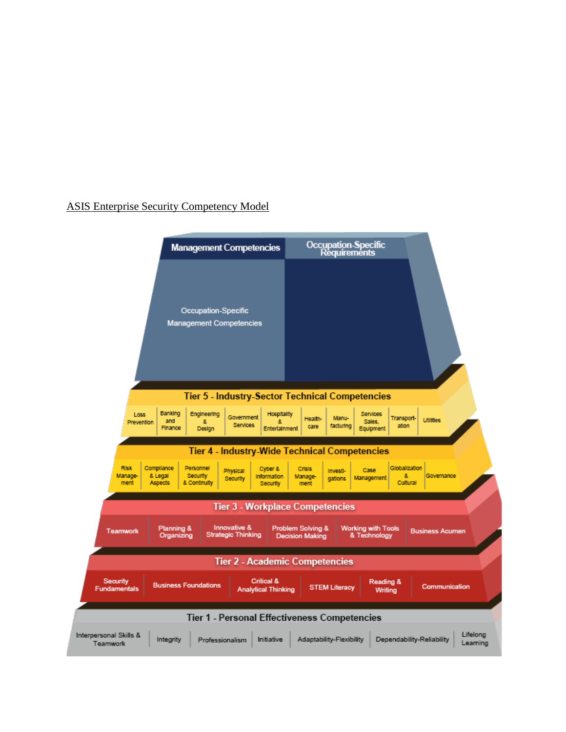ASIS Enterprise Security Competency Model

**Management Competencies** | **Occupation-Specific Requirements**

Occupation-Specific Management Competencies

**Tier 5 - Industry-Sector Technical Competencies**

Loss Prevention | Banking and Finance | Engineering & Design | Government Services | Hospitality & Entertainment | Health-care | Manu-facturing | Services Sales, Equipment | Transport-ation | Utilities

**Tier 4 - Industry-Wide Technical Competencies**

Risk Manage-ment | Compliance & Legal Aspects | Personnel Security & Continuity | Physical Security | Cyber & Information Security | Crisis Manage-ment | Investi-gations | Case Management | Globalization & Cultural | Governance

**Tier 3 - Workplace Competencies**

Teamwork | Planning & Organizing | Innovative & Strategic Thinking | Problem Solving & Decision Making | Working with Tools & Technology | Business Acumen

**Tier 2 - Academic Competencies**

Security Fundamentals | Business Foundations | Critical & Analytical Thinking | STEM Literacy | Reading & Writing | Communication

**Tier 1 - Personal Effectiveness Competencies**

Interpersonal Skills & Teamwork | Integrity | Professionalism | Initiative | Adaptability-Flexibility | Dependability-Reliability | Lifelong Learning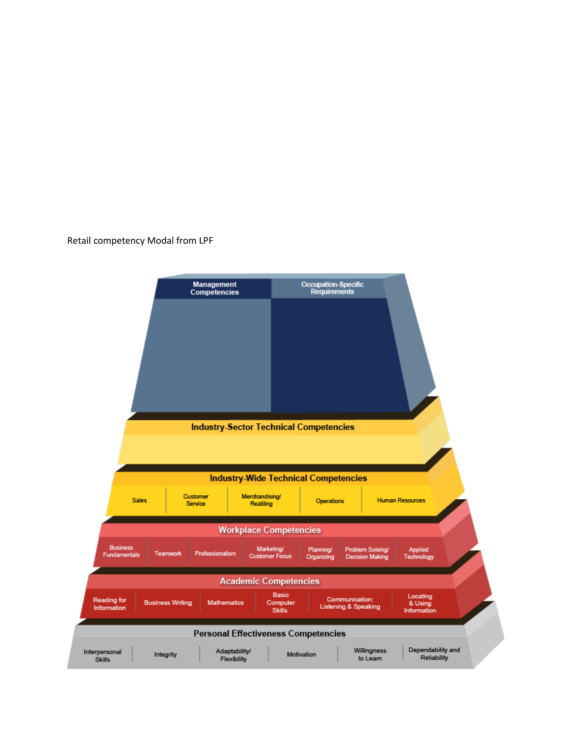Retail competency Modal from LPF

**Management Competencies** | **Occupation-Specific Requirements**

**Industry-Sector Technical Competencies**

**Industry-Wide Technical Competencies**

- Sales
- Customer Service
- Merchandising/ Reatiling
- Operations
- Human Resources

**Workplace Competencies**

- Business Fundamentals
- Teamwork
- Professionalism
- Marketing/ Customer Focus
- Planning/ Organizing
- Problem Solving/ Decision Making
- Applied Technology

**Academic Competencies**

- Reading for Information
- Business Writing
- Mathematics
- Basic Computer Skills
- Communication: Listening & Speaking
- Locating & Using Information

**Personal Effectiveness Competencies**

- Interpersonal Skills
- Integrity
- Adaptability/ Flexibility
- Motivation
- Willingness to Learn
- Dependability and Reliability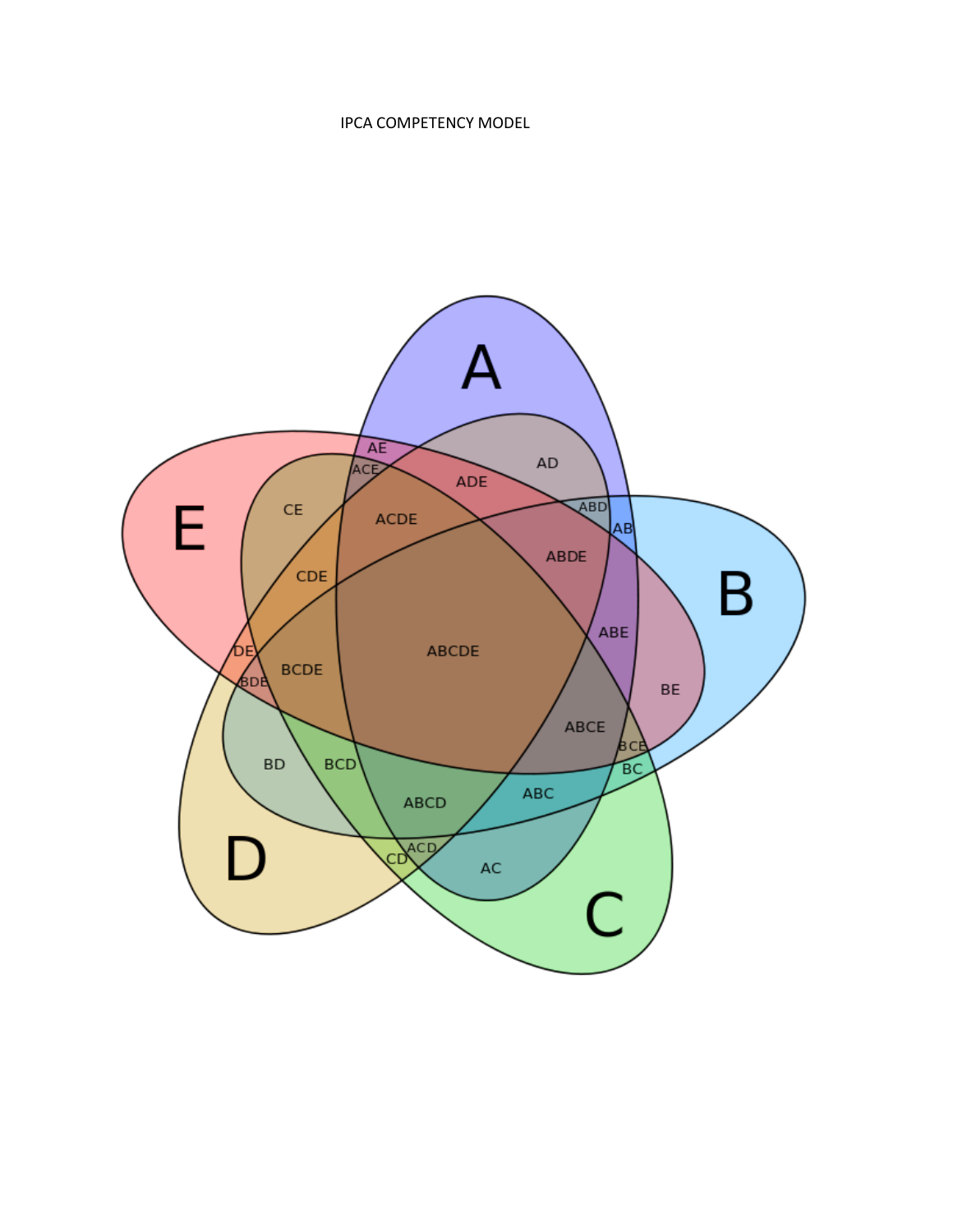IPCA COMPETENCY MODEL

A

B

C

D

E

AE

ACE

AD

ADE

ABD

AB

CE

ACDE

ABDE

CDE

ABE

ABCDE

DE

BDE

BCDE

BE

ABCE

BCE

BC

BD

BCD

ABCD

ABC

ACD

CD

AC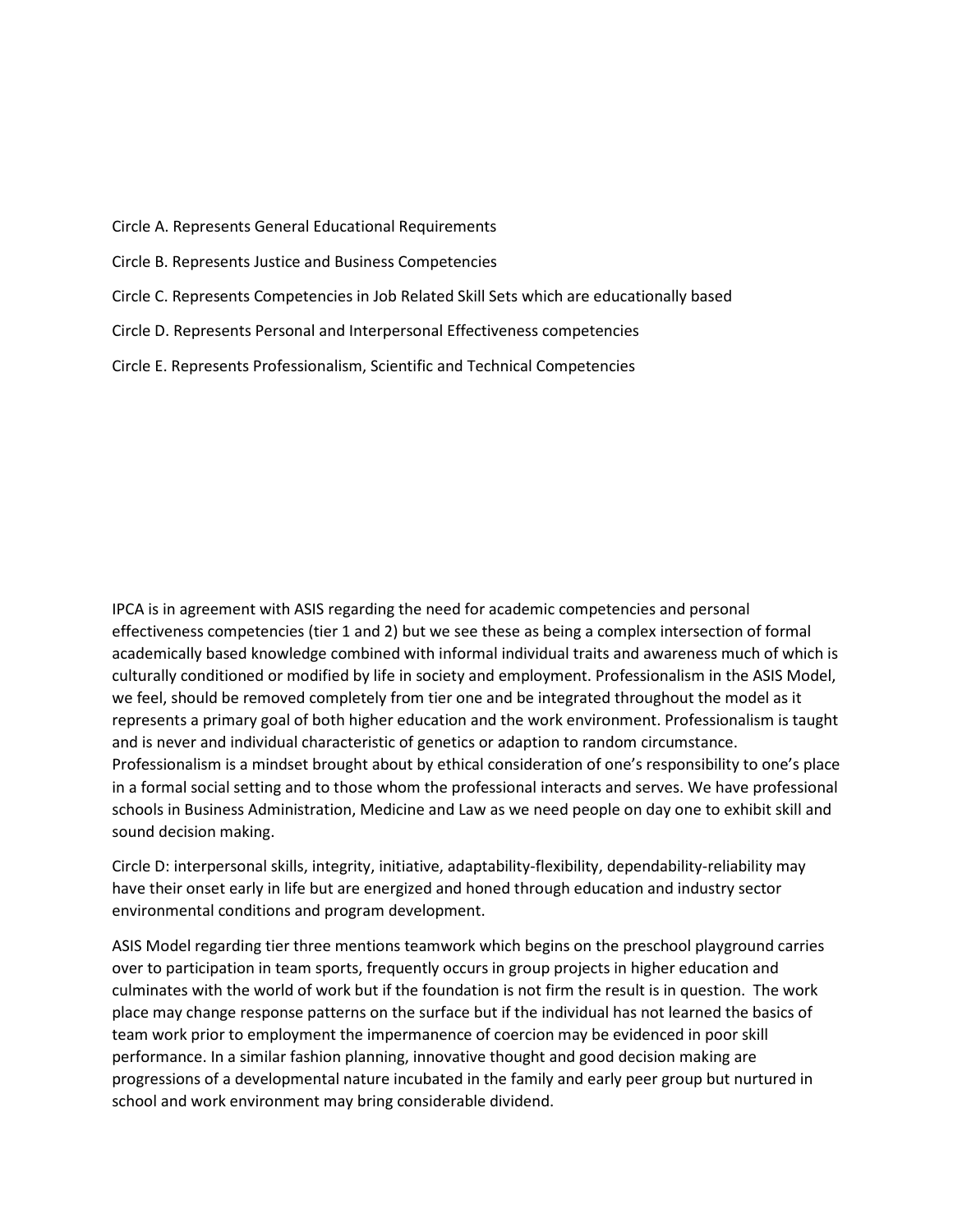Circle A. Represents General Educational Requirements

Circle B. Represents Justice and Business Competencies

Circle C. Represents Competencies in Job Related Skill Sets which are educationally based

Circle D. Represents Personal and Interpersonal Effectiveness competencies

Circle E. Represents Professionalism, Scientific and Technical Competencies

IPCA is in agreement with ASIS regarding the need for academic competencies and personal effectiveness competencies (tier 1 and 2) but we see these as being a complex intersection of formal academically based knowledge combined with informal individual traits and awareness much of which is culturally conditioned or modified by life in society and employment. Professionalism in the ASIS Model, we feel, should be removed completely from tier one and be integrated throughout the model as it represents a primary goal of both higher education and the work environment. Professionalism is taught and is never and individual characteristic of genetics or adaption to random circumstance. Professionalism is a mindset brought about by ethical consideration of one's responsibility to one's place in a formal social setting and to those whom the professional interacts and serves. We have professional schools in Business Administration, Medicine and Law as we need people on day one to exhibit skill and sound decision making.

Circle D: interpersonal skills, integrity, initiative, adaptability-flexibility, dependability-reliability may have their onset early in life but are energized and honed through education and industry sector environmental conditions and program development.

ASIS Model regarding tier three mentions teamwork which begins on the preschool playground carries over to participation in team sports, frequently occurs in group projects in higher education and culminates with the world of work but if the foundation is not firm the result is in question. The work place may change response patterns on the surface but if the individual has not learned the basics of team work prior to employment the impermanence of coercion may be evidenced in poor skill performance. In a similar fashion planning, innovative thought and good decision making are progressions of a developmental nature incubated in the family and early peer group but nurtured in school and work environment may bring considerable dividend.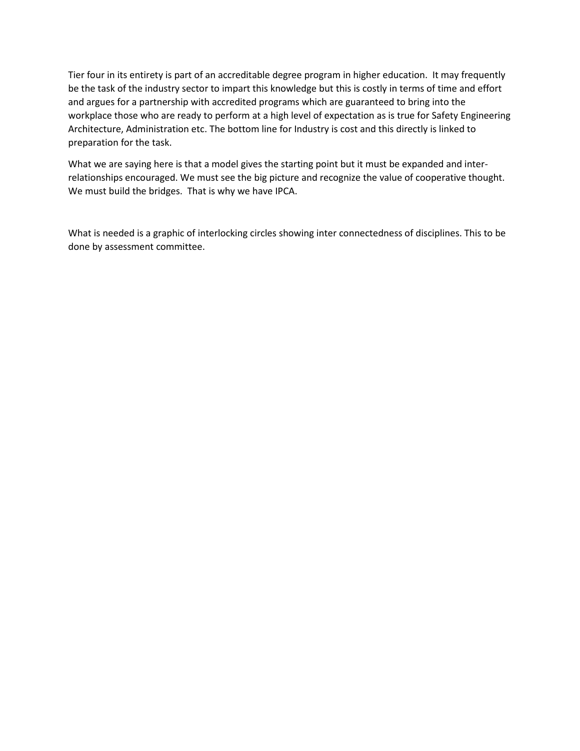Tier four in its entirety is part of an accreditable degree program in higher education. It may frequently be the task of the industry sector to impart this knowledge but this is costly in terms of time and effort and argues for a partnership with accredited programs which are guaranteed to bring into the workplace those who are ready to perform at a high level of expectation as is true for Safety Engineering Architecture, Administration etc. The bottom line for Industry is cost and this directly is linked to preparation for the task.

What we are saying here is that a model gives the starting point but it must be expanded and inter-relationships encouraged. We must see the big picture and recognize the value of cooperative thought. We must build the bridges. That is why we have IPCA.

What is needed is a graphic of interlocking circles showing inter connectedness of disciplines. This to be done by assessment committee.